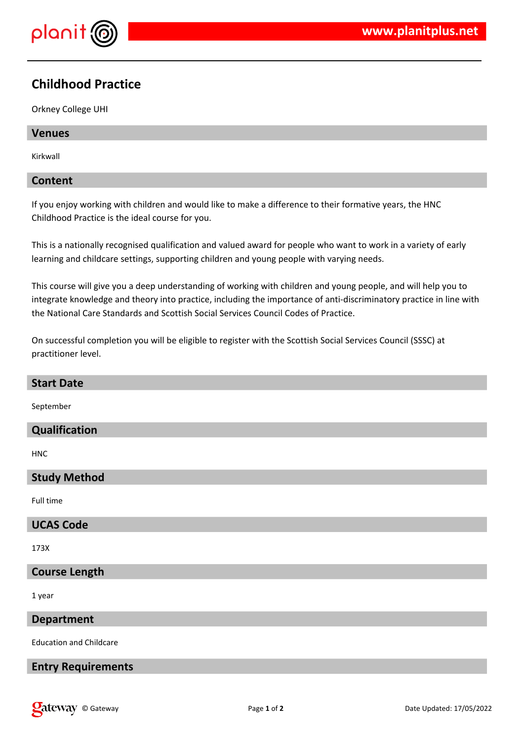# Childhood Practice

Orkney College UHI

## Venues

Kirkwall

## Content

If you enjoy working with children and would like to make a difference to their formative years, the HNC Childhood Practice is the ideal course for you.

This is a nationally recognised qualification and valued award for people who want to work in a variety of early learning and childcare settings, supporting children and young people with varying needs.

This course will give you a deep understanding of working with children and young people, and will help you to integrate knowledge and theory into practice, including the importance of anti-discriminatory practice in line with the National Care Standards and Scottish Social Services Council Codes of Practice.

On successful completion you will be eligible to register with the Scottish Social Services Council (SSSC) at practitioner level.

## Start Date

September

## Qualification

HNC

## Study Method

Full time

## UCAS Code

173X

## Course Length

1 year

## Department

Education and Childcare

## Entry Requirements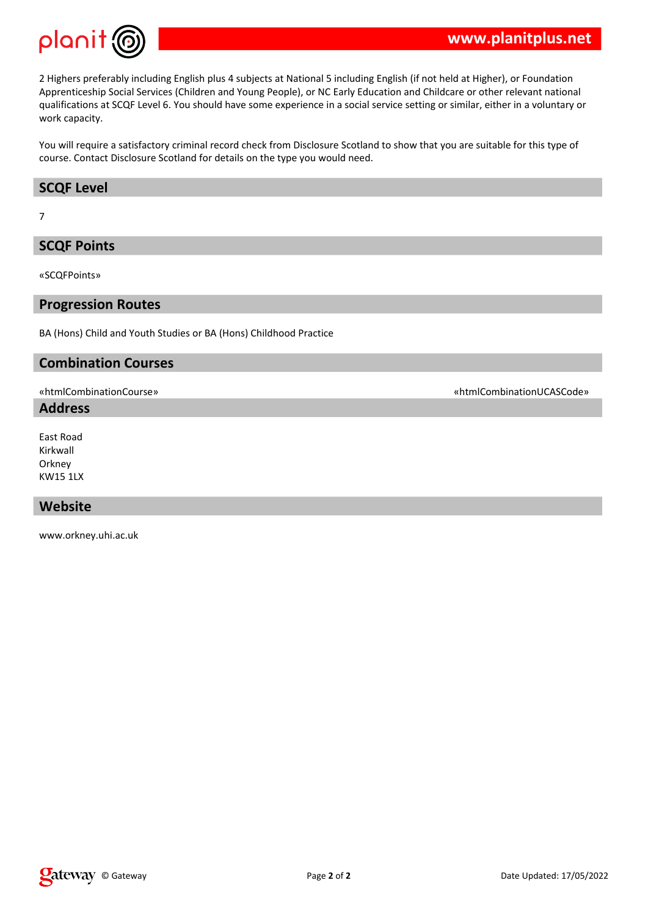2 Highers preferably including English plus 4 subjects at National 5 including English (if not held at Higher), or Foundation Apprenticeship Social Services (Children and Young People), or NC Early Education and Childcare or other relevant national qualifications at SCQF Level 6. You should have some experience in a social service setting or similar, either in a voluntary or work capacity.

You will require a satisfactory criminal record check from Disclosure Scotland to show that you are suitable for this type of course. Contact Disclosure Scotland for details on the type you would need.

## SCQF Level

7

## SCQF Points

«SCQFPoints»

## Progression Routes

BA (Hons) Child and Youth Studies or BA (Hons) Childhood Practice

## Combination Courses

«htmlCombinationCourse» «htmlCombinationUCASCode»

## Address

East Road
Kirkwall
Orkney
KW15 1LX

## Website

www.orkney.uhi.ac.uk